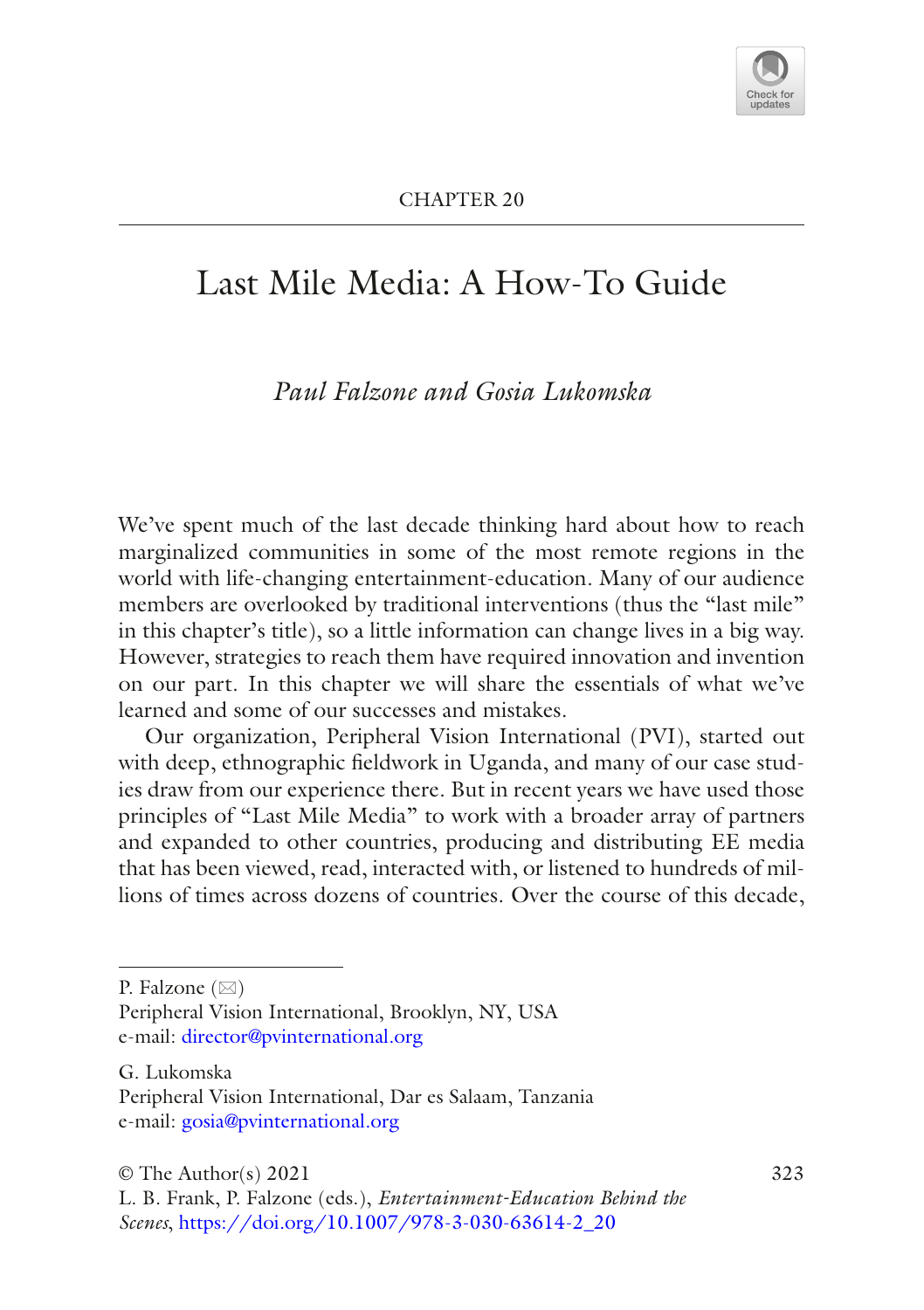CHAPTER 20

# Last Mile Media: A How-To Guide

*Paul Falzone and Gosia Lukomska*

We've spent much of the last decade thinking hard about how to reach marginalized communities in some of the most remote regions in the world with life-changing entertainment-education. Many of our audience members are overlooked by traditional interventions (thus the "last mile" in this chapter's title), so a little information can change lives in a big way. However, strategies to reach them have required innovation and invention on our part. In this chapter we will share the essentials of what we've learned and some of our successes and mistakes.

Our organization, Peripheral Vision International (PVI), started out with deep, ethnographic fieldwork in Uganda, and many of our case studies draw from our experience there. But in recent years we have used those principles of "Last Mile Media" to work with a broader array of partners and expanded to other countries, producing and distributing EE media that has been viewed, read, interacted with, or listened to hundreds of millions of times across dozens of countries. Over the course of this decade,

---

P. Falzone (✉)
Peripheral Vision International, Brooklyn, NY, USA
e-mail: director@pvinternational.org

G. Lukomska
Peripheral Vision International, Dar es Salaam, Tanzania
e-mail: gosia@pvinternational.org

© The Author(s) 2021
L. B. Frank, P. Falzone (eds.), *Entertainment-Education Behind the Scenes*, https://doi.org/10.1007/978-3-030-63614-2_20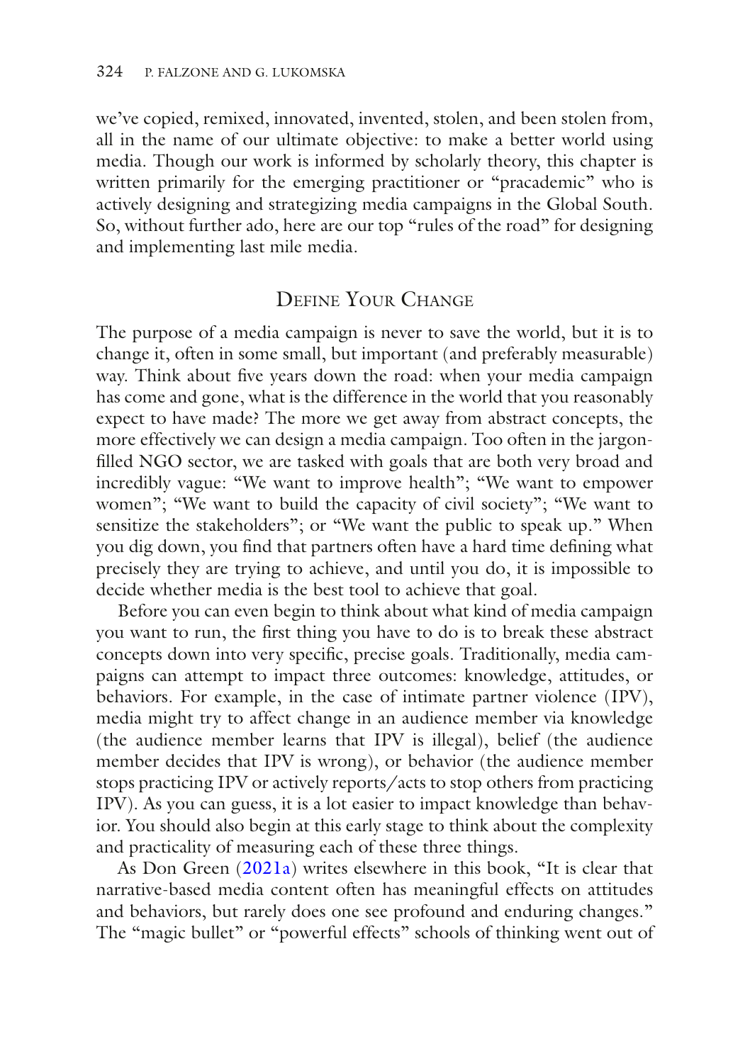we've copied, remixed, innovated, invented, stolen, and been stolen from, all in the name of our ultimate objective: to make a better world using media. Though our work is informed by scholarly theory, this chapter is written primarily for the emerging practitioner or "pracademic" who is actively designing and strategizing media campaigns in the Global South. So, without further ado, here are our top "rules of the road" for designing and implementing last mile media.

## Define Your Change

The purpose of a media campaign is never to save the world, but it is to change it, often in some small, but important (and preferably measurable) way. Think about five years down the road: when your media campaign has come and gone, what is the difference in the world that you reasonably expect to have made? The more we get away from abstract concepts, the more effectively we can design a media campaign. Too often in the jargon-filled NGO sector, we are tasked with goals that are both very broad and incredibly vague: "We want to improve health"; "We want to empower women"; "We want to build the capacity of civil society"; "We want to sensitize the stakeholders"; or "We want the public to speak up." When you dig down, you find that partners often have a hard time defining what precisely they are trying to achieve, and until you do, it is impossible to decide whether media is the best tool to achieve that goal.

Before you can even begin to think about what kind of media campaign you want to run, the first thing you have to do is to break these abstract concepts down into very specific, precise goals. Traditionally, media campaigns can attempt to impact three outcomes: knowledge, attitudes, or behaviors. For example, in the case of intimate partner violence (IPV), media might try to affect change in an audience member via knowledge (the audience member learns that IPV is illegal), belief (the audience member decides that IPV is wrong), or behavior (the audience member stops practicing IPV or actively reports/acts to stop others from practicing IPV). As you can guess, it is a lot easier to impact knowledge than behavior. You should also begin at this early stage to think about the complexity and practicality of measuring each of these three things.

As Don Green (2021a) writes elsewhere in this book, "It is clear that narrative-based media content often has meaningful effects on attitudes and behaviors, but rarely does one see profound and enduring changes." The "magic bullet" or "powerful effects" schools of thinking went out of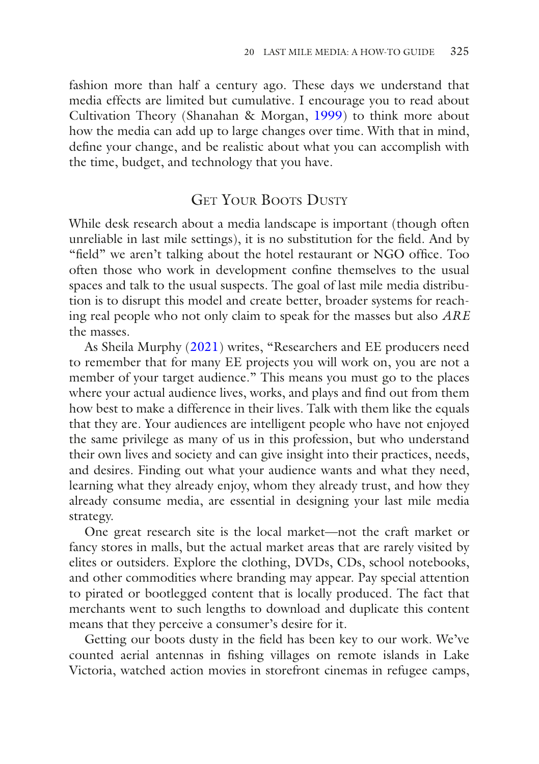fashion more than half a century ago. These days we understand that media effects are limited but cumulative. I encourage you to read about Cultivation Theory (Shanahan & Morgan, 1999) to think more about how the media can add up to large changes over time. With that in mind, define your change, and be realistic about what you can accomplish with the time, budget, and technology that you have.

## Get Your Boots Dusty

While desk research about a media landscape is important (though often unreliable in last mile settings), it is no substitution for the field. And by "field" we aren't talking about the hotel restaurant or NGO office. Too often those who work in development confine themselves to the usual spaces and talk to the usual suspects. The goal of last mile media distribution is to disrupt this model and create better, broader systems for reaching real people who not only claim to speak for the masses but also *ARE* the masses.

As Sheila Murphy (2021) writes, "Researchers and EE producers need to remember that for many EE projects you will work on, you are not a member of your target audience." This means you must go to the places where your actual audience lives, works, and plays and find out from them how best to make a difference in their lives. Talk with them like the equals that they are. Your audiences are intelligent people who have not enjoyed the same privilege as many of us in this profession, but who understand their own lives and society and can give insight into their practices, needs, and desires. Finding out what your audience wants and what they need, learning what they already enjoy, whom they already trust, and how they already consume media, are essential in designing your last mile media strategy.

One great research site is the local market—not the craft market or fancy stores in malls, but the actual market areas that are rarely visited by elites or outsiders. Explore the clothing, DVDs, CDs, school notebooks, and other commodities where branding may appear. Pay special attention to pirated or bootlegged content that is locally produced. The fact that merchants went to such lengths to download and duplicate this content means that they perceive a consumer's desire for it.

Getting our boots dusty in the field has been key to our work. We've counted aerial antennas in fishing villages on remote islands in Lake Victoria, watched action movies in storefront cinemas in refugee camps,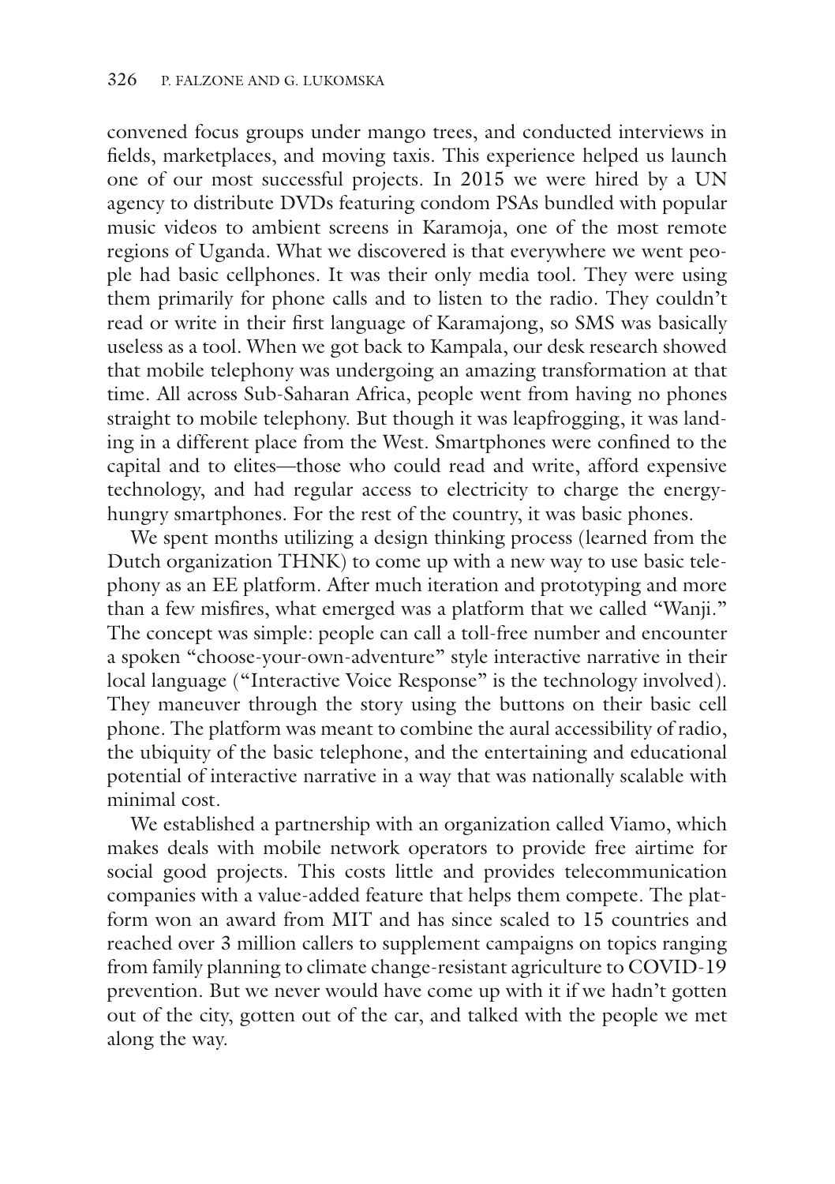convened focus groups under mango trees, and conducted interviews in fields, marketplaces, and moving taxis. This experience helped us launch one of our most successful projects. In 2015 we were hired by a UN agency to distribute DVDs featuring condom PSAs bundled with popular music videos to ambient screens in Karamoja, one of the most remote regions of Uganda. What we discovered is that everywhere we went people had basic cellphones. It was their only media tool. They were using them primarily for phone calls and to listen to the radio. They couldn't read or write in their first language of Karamajong, so SMS was basically useless as a tool. When we got back to Kampala, our desk research showed that mobile telephony was undergoing an amazing transformation at that time. All across Sub-Saharan Africa, people went from having no phones straight to mobile telephony. But though it was leapfrogging, it was landing in a different place from the West. Smartphones were confined to the capital and to elites—those who could read and write, afford expensive technology, and had regular access to electricity to charge the energy-hungry smartphones. For the rest of the country, it was basic phones.

We spent months utilizing a design thinking process (learned from the Dutch organization THNK) to come up with a new way to use basic telephony as an EE platform. After much iteration and prototyping and more than a few misfires, what emerged was a platform that we called "Wanji." The concept was simple: people can call a toll-free number and encounter a spoken "choose-your-own-adventure" style interactive narrative in their local language ("Interactive Voice Response" is the technology involved). They maneuver through the story using the buttons on their basic cell phone. The platform was meant to combine the aural accessibility of radio, the ubiquity of the basic telephone, and the entertaining and educational potential of interactive narrative in a way that was nationally scalable with minimal cost.

We established a partnership with an organization called Viamo, which makes deals with mobile network operators to provide free airtime for social good projects. This costs little and provides telecommunication companies with a value-added feature that helps them compete. The platform won an award from MIT and has since scaled to 15 countries and reached over 3 million callers to supplement campaigns on topics ranging from family planning to climate change-resistant agriculture to COVID-19 prevention. But we never would have come up with it if we hadn't gotten out of the city, gotten out of the car, and talked with the people we met along the way.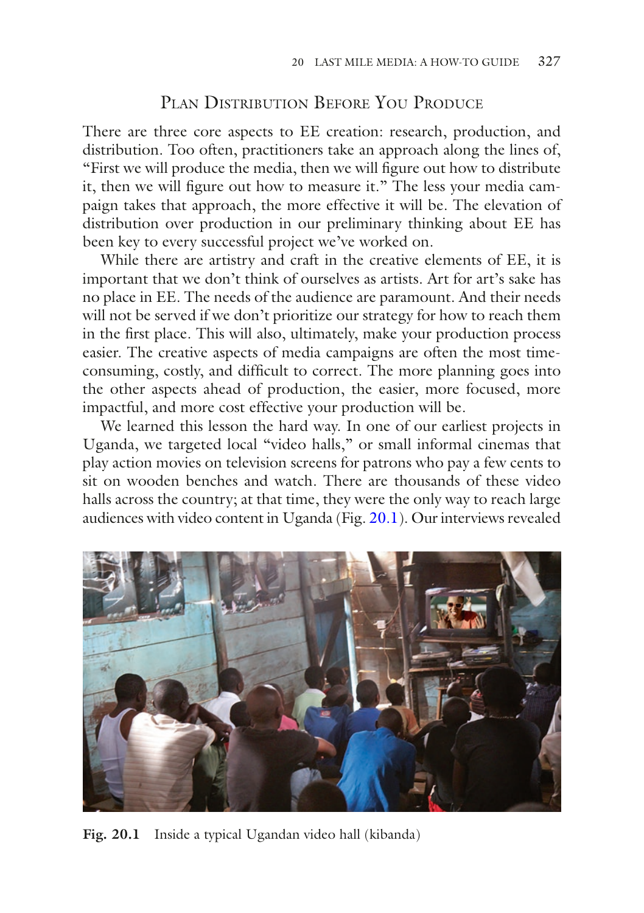## Plan Distribution Before You Produce

There are three core aspects to EE creation: research, production, and distribution. Too often, practitioners take an approach along the lines of, "First we will produce the media, then we will figure out how to distribute it, then we will figure out how to measure it." The less your media campaign takes that approach, the more effective it will be. The elevation of distribution over production in our preliminary thinking about EE has been key to every successful project we've worked on.

While there are artistry and craft in the creative elements of EE, it is important that we don't think of ourselves as artists. Art for art's sake has no place in EE. The needs of the audience are paramount. And their needs will not be served if we don't prioritize our strategy for how to reach them in the first place. This will also, ultimately, make your production process easier. The creative aspects of media campaigns are often the most time-consuming, costly, and difficult to correct. The more planning goes into the other aspects ahead of production, the easier, more focused, more impactful, and more cost effective your production will be.

We learned this lesson the hard way. In one of our earliest projects in Uganda, we targeted local "video halls," or small informal cinemas that play action movies on television screens for patrons who pay a few cents to sit on wooden benches and watch. There are thousands of these video halls across the country; at that time, they were the only way to reach large audiences with video content in Uganda (Fig. 20.1). Our interviews revealed

**Fig. 20.1** Inside a typical Ugandan video hall (kibanda)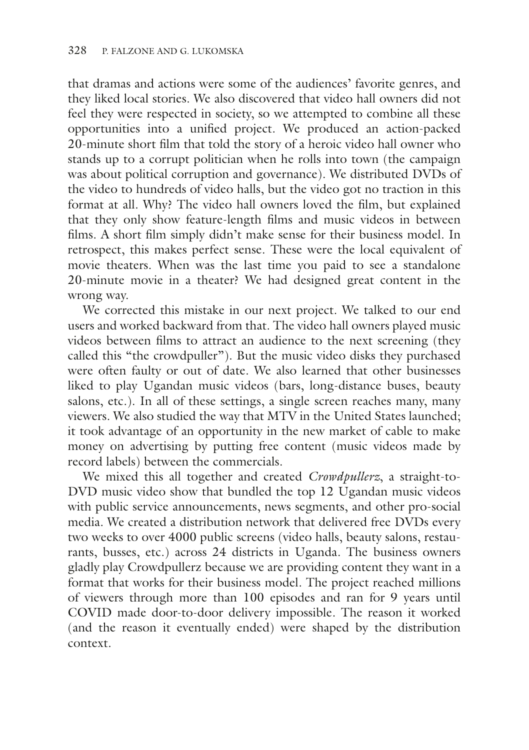that dramas and actions were some of the audiences' favorite genres, and they liked local stories. We also discovered that video hall owners did not feel they were respected in society, so we attempted to combine all these opportunities into a unified project. We produced an action-packed 20-minute short film that told the story of a heroic video hall owner who stands up to a corrupt politician when he rolls into town (the campaign was about political corruption and governance). We distributed DVDs of the video to hundreds of video halls, but the video got no traction in this format at all. Why? The video hall owners loved the film, but explained that they only show feature-length films and music videos in between films. A short film simply didn't make sense for their business model. In retrospect, this makes perfect sense. These were the local equivalent of movie theaters. When was the last time you paid to see a standalone 20-minute movie in a theater? We had designed great content in the wrong way.

We corrected this mistake in our next project. We talked to our end users and worked backward from that. The video hall owners played music videos between films to attract an audience to the next screening (they called this "the crowdpuller"). But the music video disks they purchased were often faulty or out of date. We also learned that other businesses liked to play Ugandan music videos (bars, long-distance buses, beauty salons, etc.). In all of these settings, a single screen reaches many, many viewers. We also studied the way that MTV in the United States launched; it took advantage of an opportunity in the new market of cable to make money on advertising by putting free content (music videos made by record labels) between the commercials.

We mixed this all together and created *Crowdpullerz*, a straight-to-DVD music video show that bundled the top 12 Ugandan music videos with public service announcements, news segments, and other pro-social media. We created a distribution network that delivered free DVDs every two weeks to over 4000 public screens (video halls, beauty salons, restaurants, busses, etc.) across 24 districts in Uganda. The business owners gladly play Crowdpullerz because we are providing content they want in a format that works for their business model. The project reached millions of viewers through more than 100 episodes and ran for 9 years until COVID made door-to-door delivery impossible. The reason it worked (and the reason it eventually ended) were shaped by the distribution context.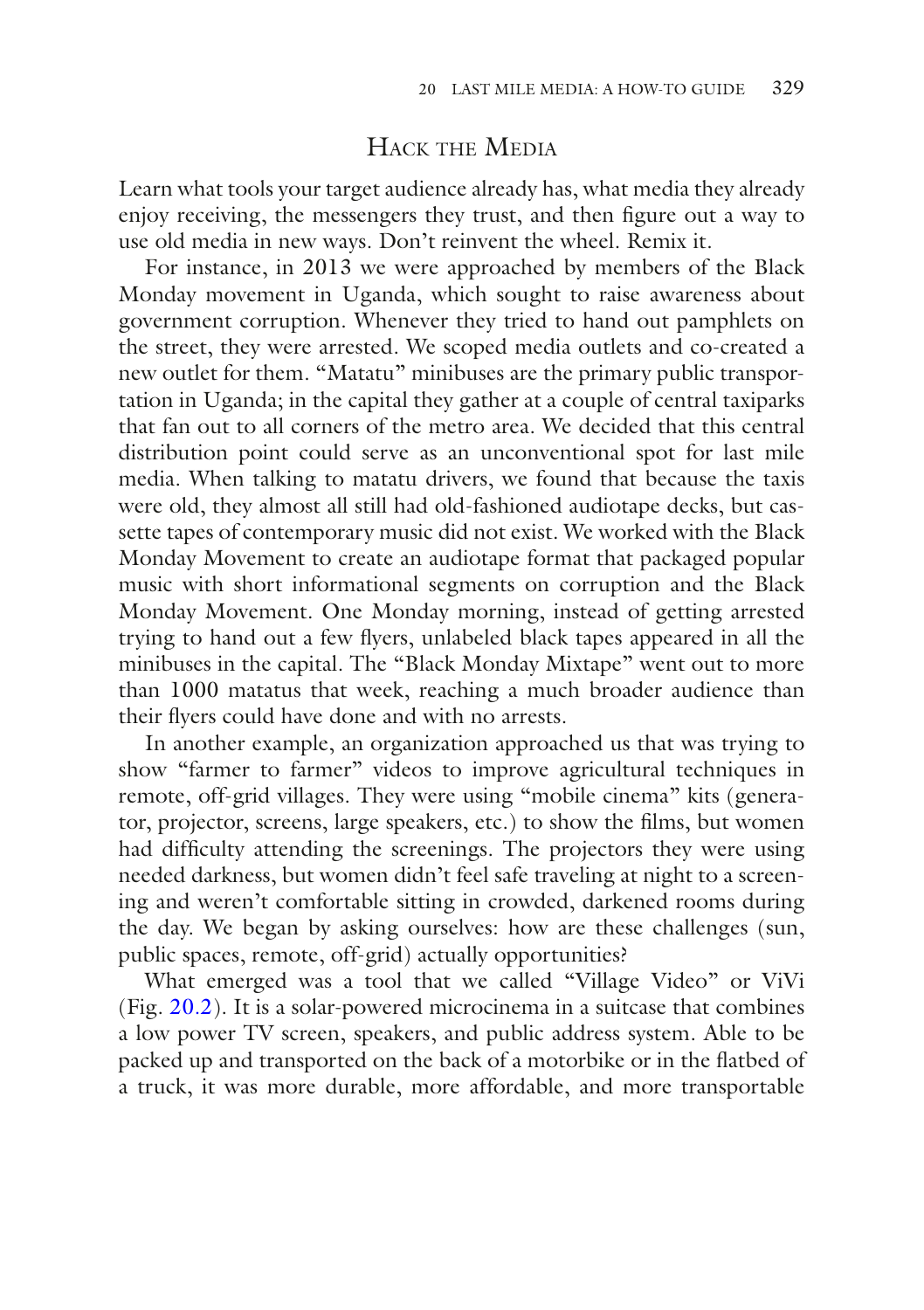## Hack the Media

Learn what tools your target audience already has, what media they already enjoy receiving, the messengers they trust, and then figure out a way to use old media in new ways. Don't reinvent the wheel. Remix it.

For instance, in 2013 we were approached by members of the Black Monday movement in Uganda, which sought to raise awareness about government corruption. Whenever they tried to hand out pamphlets on the street, they were arrested. We scoped media outlets and co-created a new outlet for them. "Matatu" minibuses are the primary public transportation in Uganda; in the capital they gather at a couple of central taxiparks that fan out to all corners of the metro area. We decided that this central distribution point could serve as an unconventional spot for last mile media. When talking to matatu drivers, we found that because the taxis were old, they almost all still had old-fashioned audiotape decks, but cassette tapes of contemporary music did not exist. We worked with the Black Monday Movement to create an audiotape format that packaged popular music with short informational segments on corruption and the Black Monday Movement. One Monday morning, instead of getting arrested trying to hand out a few flyers, unlabeled black tapes appeared in all the minibuses in the capital. The "Black Monday Mixtape" went out to more than 1000 matatus that week, reaching a much broader audience than their flyers could have done and with no arrests.

In another example, an organization approached us that was trying to show "farmer to farmer" videos to improve agricultural techniques in remote, off-grid villages. They were using "mobile cinema" kits (generator, projector, screens, large speakers, etc.) to show the films, but women had difficulty attending the screenings. The projectors they were using needed darkness, but women didn't feel safe traveling at night to a screening and weren't comfortable sitting in crowded, darkened rooms during the day. We began by asking ourselves: how are these challenges (sun, public spaces, remote, off-grid) actually opportunities?

What emerged was a tool that we called "Village Video" or ViVi (Fig. 20.2). It is a solar-powered microcinema in a suitcase that combines a low power TV screen, speakers, and public address system. Able to be packed up and transported on the back of a motorbike or in the flatbed of a truck, it was more durable, more affordable, and more transportable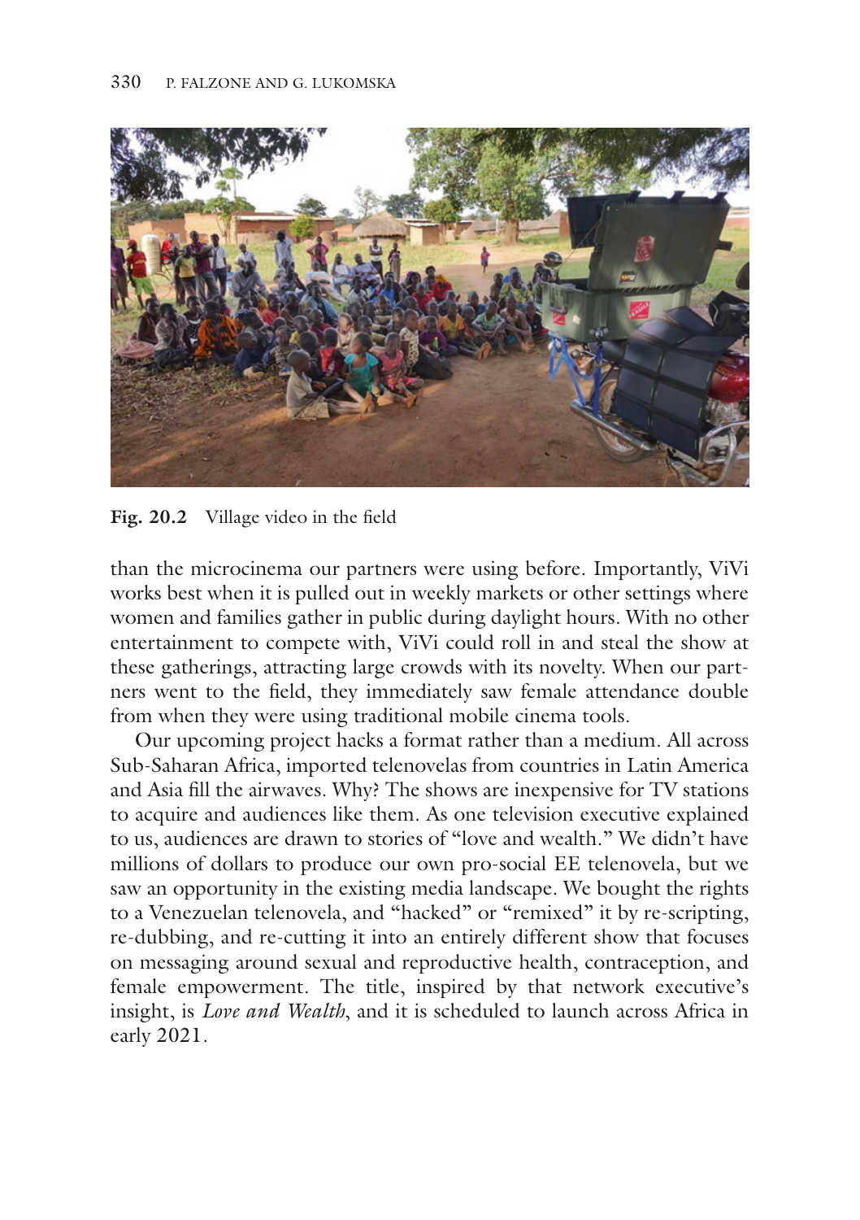**Fig. 20.2** Village video in the field

than the microcinema our partners were using before. Importantly, ViVi works best when it is pulled out in weekly markets or other settings where women and families gather in public during daylight hours. With no other entertainment to compete with, ViVi could roll in and steal the show at these gatherings, attracting large crowds with its novelty. When our partners went to the field, they immediately saw female attendance double from when they were using traditional mobile cinema tools.

Our upcoming project hacks a format rather than a medium. All across Sub-Saharan Africa, imported telenovelas from countries in Latin America and Asia fill the airwaves. Why? The shows are inexpensive for TV stations to acquire and audiences like them. As one television executive explained to us, audiences are drawn to stories of "love and wealth." We didn't have millions of dollars to produce our own pro-social EE telenovela, but we saw an opportunity in the existing media landscape. We bought the rights to a Venezuelan telenovela, and "hacked" or "remixed" it by re-scripting, re-dubbing, and re-cutting it into an entirely different show that focuses on messaging around sexual and reproductive health, contraception, and female empowerment. The title, inspired by that network executive's insight, is *Love and Wealth*, and it is scheduled to launch across Africa in early 2021.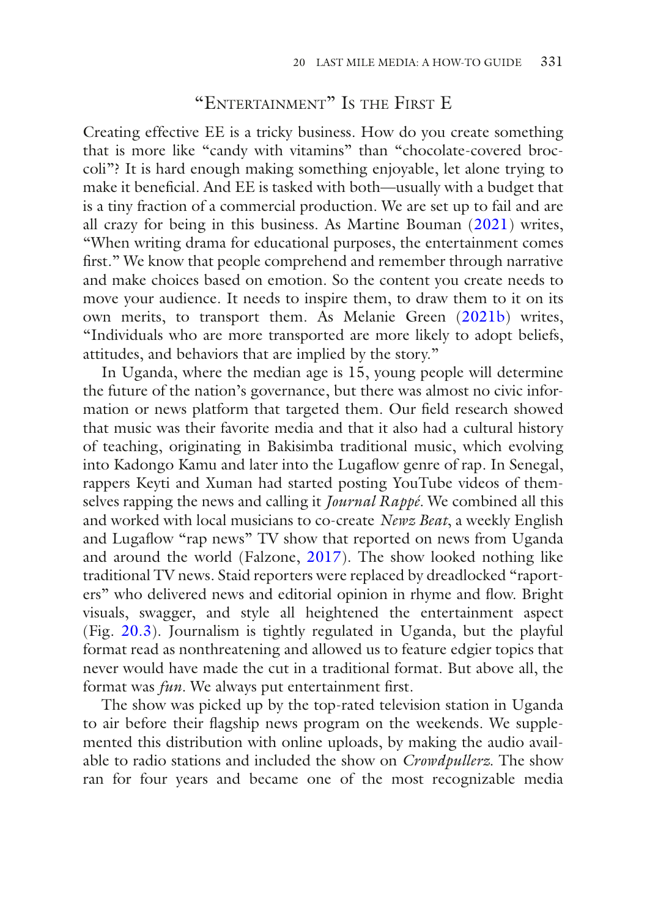## "Entertainment" Is the First E

Creating effective EE is a tricky business. How do you create something that is more like "candy with vitamins" than "chocolate-covered broccoli"? It is hard enough making something enjoyable, let alone trying to make it beneficial. And EE is tasked with both—usually with a budget that is a tiny fraction of a commercial production. We are set up to fail and are all crazy for being in this business. As Martine Bouman (2021) writes, "When writing drama for educational purposes, the entertainment comes first." We know that people comprehend and remember through narrative and make choices based on emotion. So the content you create needs to move your audience. It needs to inspire them, to draw them to it on its own merits, to transport them. As Melanie Green (2021b) writes, "Individuals who are more transported are more likely to adopt beliefs, attitudes, and behaviors that are implied by the story."

In Uganda, where the median age is 15, young people will determine the future of the nation's governance, but there was almost no civic information or news platform that targeted them. Our field research showed that music was their favorite media and that it also had a cultural history of teaching, originating in Bakisimba traditional music, which evolving into Kadongo Kamu and later into the Lugaflow genre of rap. In Senegal, rappers Keyti and Xuman had started posting YouTube videos of themselves rapping the news and calling it *Journal Rappé*. We combined all this and worked with local musicians to co-create *Newz Beat*, a weekly English and Lugaflow "rap news" TV show that reported on news from Uganda and around the world (Falzone, 2017). The show looked nothing like traditional TV news. Staid reporters were replaced by dreadlocked "raporters" who delivered news and editorial opinion in rhyme and flow. Bright visuals, swagger, and style all heightened the entertainment aspect (Fig. 20.3). Journalism is tightly regulated in Uganda, but the playful format read as nonthreatening and allowed us to feature edgier topics that never would have made the cut in a traditional format. But above all, the format was *fun*. We always put entertainment first.

The show was picked up by the top-rated television station in Uganda to air before their flagship news program on the weekends. We supplemented this distribution with online uploads, by making the audio available to radio stations and included the show on *Crowdpullerz*. The show ran for four years and became one of the most recognizable media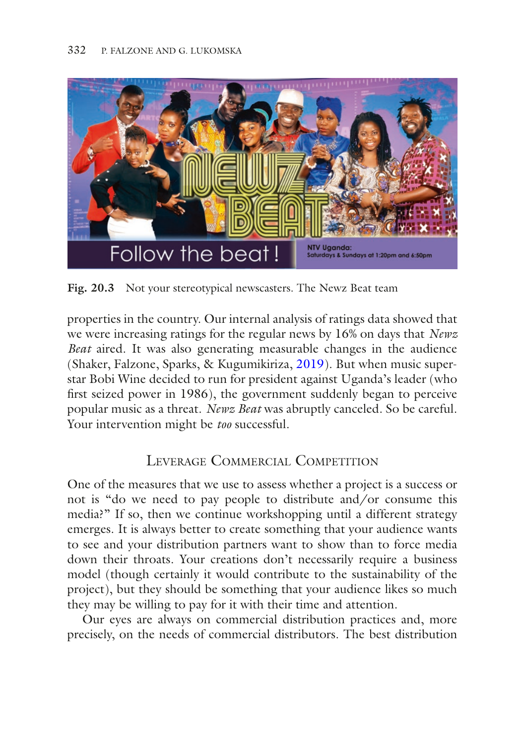Fig. 20.3 Not your stereotypical newscasters. The Newz Beat team

properties in the country. Our internal analysis of ratings data showed that we were increasing ratings for the regular news by 16% on days that *Newz Beat* aired. It was also generating measurable changes in the audience (Shaker, Falzone, Sparks, & Kugumikiriza, 2019). But when music superstar Bobi Wine decided to run for president against Uganda's leader (who first seized power in 1986), the government suddenly began to perceive popular music as a threat. *Newz Beat* was abruptly canceled. So be careful. Your intervention might be *too* successful.

## Leverage Commercial Competition

One of the measures that we use to assess whether a project is a success or not is "do we need to pay people to distribute and/or consume this media?" If so, then we continue workshopping until a different strategy emerges. It is always better to create something that your audience wants to see and your distribution partners want to show than to force media down their throats. Your creations don't necessarily require a business model (though certainly it would contribute to the sustainability of the project), but they should be something that your audience likes so much they may be willing to pay for it with their time and attention.

Our eyes are always on commercial distribution practices and, more precisely, on the needs of commercial distributors. The best distribution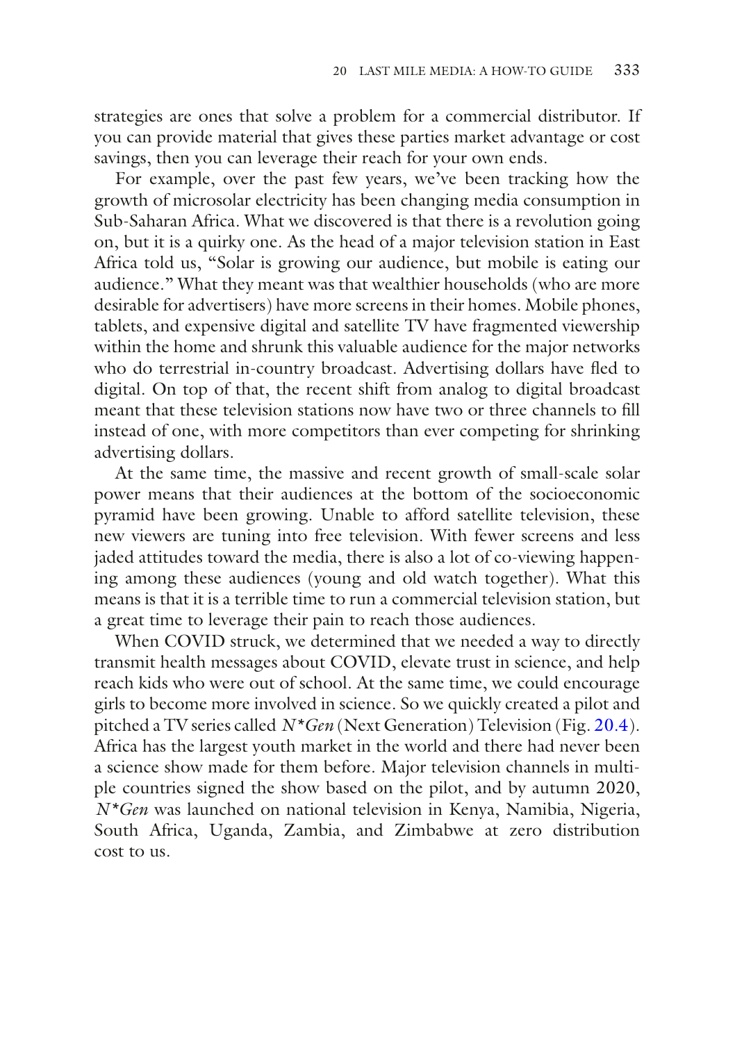strategies are ones that solve a problem for a commercial distributor. If you can provide material that gives these parties market advantage or cost savings, then you can leverage their reach for your own ends.

For example, over the past few years, we've been tracking how the growth of microsolar electricity has been changing media consumption in Sub-Saharan Africa. What we discovered is that there is a revolution going on, but it is a quirky one. As the head of a major television station in East Africa told us, "Solar is growing our audience, but mobile is eating our audience." What they meant was that wealthier households (who are more desirable for advertisers) have more screens in their homes. Mobile phones, tablets, and expensive digital and satellite TV have fragmented viewership within the home and shrunk this valuable audience for the major networks who do terrestrial in-country broadcast. Advertising dollars have fled to digital. On top of that, the recent shift from analog to digital broadcast meant that these television stations now have two or three channels to fill instead of one, with more competitors than ever competing for shrinking advertising dollars.

At the same time, the massive and recent growth of small-scale solar power means that their audiences at the bottom of the socioeconomic pyramid have been growing. Unable to afford satellite television, these new viewers are tuning into free television. With fewer screens and less jaded attitudes toward the media, there is also a lot of co-viewing happening among these audiences (young and old watch together). What this means is that it is a terrible time to run a commercial television station, but a great time to leverage their pain to reach those audiences.

When COVID struck, we determined that we needed a way to directly transmit health messages about COVID, elevate trust in science, and help reach kids who were out of school. At the same time, we could encourage girls to become more involved in science. So we quickly created a pilot and pitched a TV series called *N*Gen* (Next Generation) Television (Fig. 20.4). Africa has the largest youth market in the world and there had never been a science show made for them before. Major television channels in multiple countries signed the show based on the pilot, and by autumn 2020, *N*Gen* was launched on national television in Kenya, Namibia, Nigeria, South Africa, Uganda, Zambia, and Zimbabwe at zero distribution cost to us.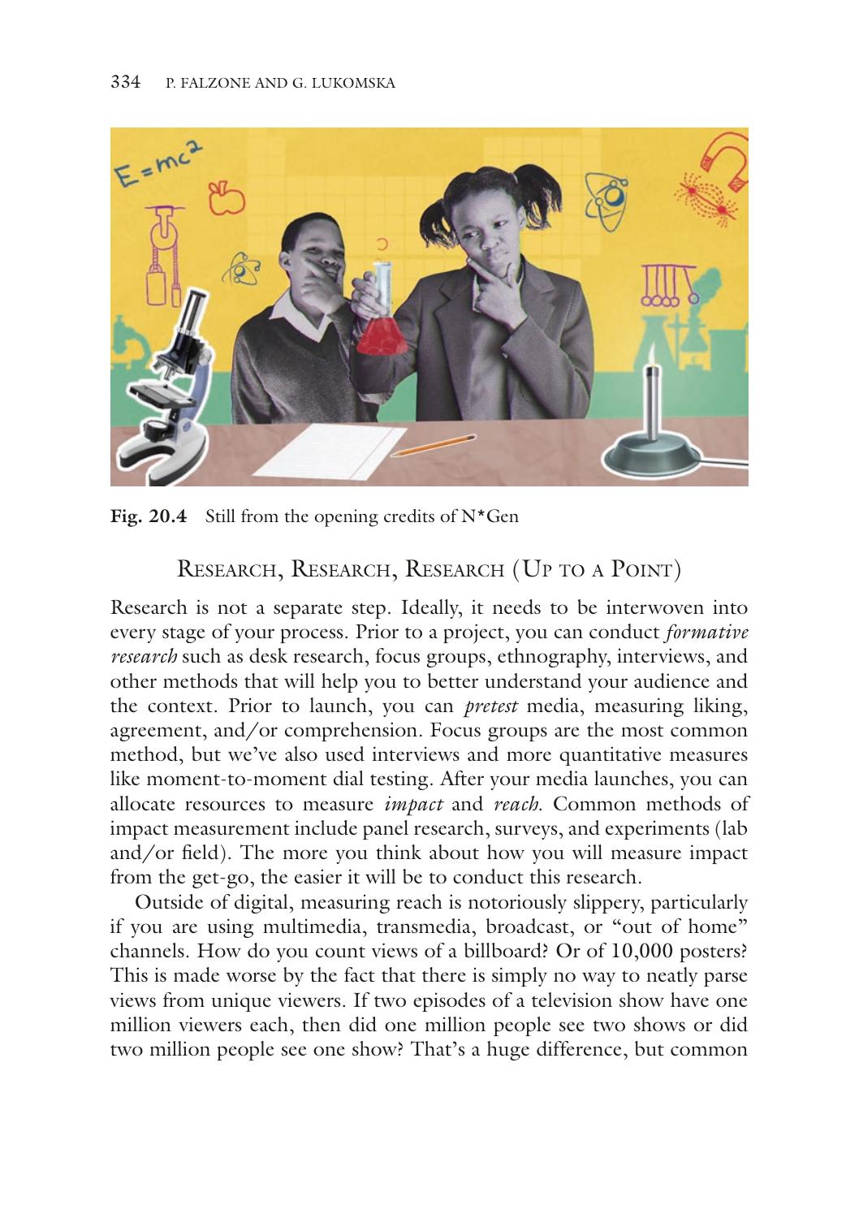Fig. 20.4 Still from the opening credits of N*Gen

## Research, Research, Research (Up to a Point)

Research is not a separate step. Ideally, it needs to be interwoven into every stage of your process. Prior to a project, you can conduct *formative research* such as desk research, focus groups, ethnography, interviews, and other methods that will help you to better understand your audience and the context. Prior to launch, you can *pretest* media, measuring liking, agreement, and/or comprehension. Focus groups are the most common method, but we've also used interviews and more quantitative measures like moment-to-moment dial testing. After your media launches, you can allocate resources to measure *impact* and *reach*. Common methods of impact measurement include panel research, surveys, and experiments (lab and/or field). The more you think about how you will measure impact from the get-go, the easier it will be to conduct this research.

Outside of digital, measuring reach is notoriously slippery, particularly if you are using multimedia, transmedia, broadcast, or "out of home" channels. How do you count views of a billboard? Or of 10,000 posters? This is made worse by the fact that there is simply no way to neatly parse views from unique viewers. If two episodes of a television show have one million viewers each, then did one million people see two shows or did two million people see one show? That's a huge difference, but common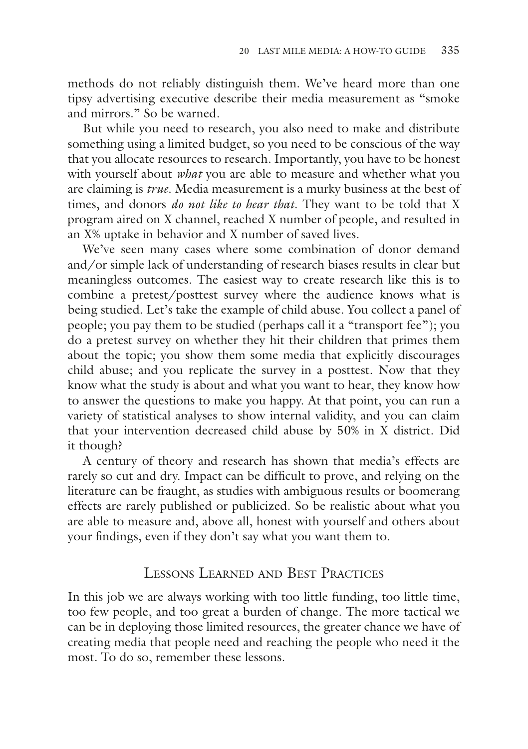methods do not reliably distinguish them. We've heard more than one tipsy advertising executive describe their media measurement as "smoke and mirrors." So be warned.

But while you need to research, you also need to make and distribute something using a limited budget, so you need to be conscious of the way that you allocate resources to research. Importantly, you have to be honest with yourself about *what* you are able to measure and whether what you are claiming is *true*. Media measurement is a murky business at the best of times, and donors *do not like to hear that*. They want to be told that X program aired on X channel, reached X number of people, and resulted in an X% uptake in behavior and X number of saved lives.

We've seen many cases where some combination of donor demand and/or simple lack of understanding of research biases results in clear but meaningless outcomes. The easiest way to create research like this is to combine a pretest/posttest survey where the audience knows what is being studied. Let's take the example of child abuse. You collect a panel of people; you pay them to be studied (perhaps call it a "transport fee"); you do a pretest survey on whether they hit their children that primes them about the topic; you show them some media that explicitly discourages child abuse; and you replicate the survey in a posttest. Now that they know what the study is about and what you want to hear, they know how to answer the questions to make you happy. At that point, you can run a variety of statistical analyses to show internal validity, and you can claim that your intervention decreased child abuse by 50% in X district. Did it though?

A century of theory and research has shown that media's effects are rarely so cut and dry. Impact can be difficult to prove, and relying on the literature can be fraught, as studies with ambiguous results or boomerang effects are rarely published or publicized. So be realistic about what you are able to measure and, above all, honest with yourself and others about your findings, even if they don't say what you want them to.

## Lessons Learned and Best Practices

In this job we are always working with too little funding, too little time, too few people, and too great a burden of change. The more tactical we can be in deploying those limited resources, the greater chance we have of creating media that people need and reaching the people who need it the most. To do so, remember these lessons.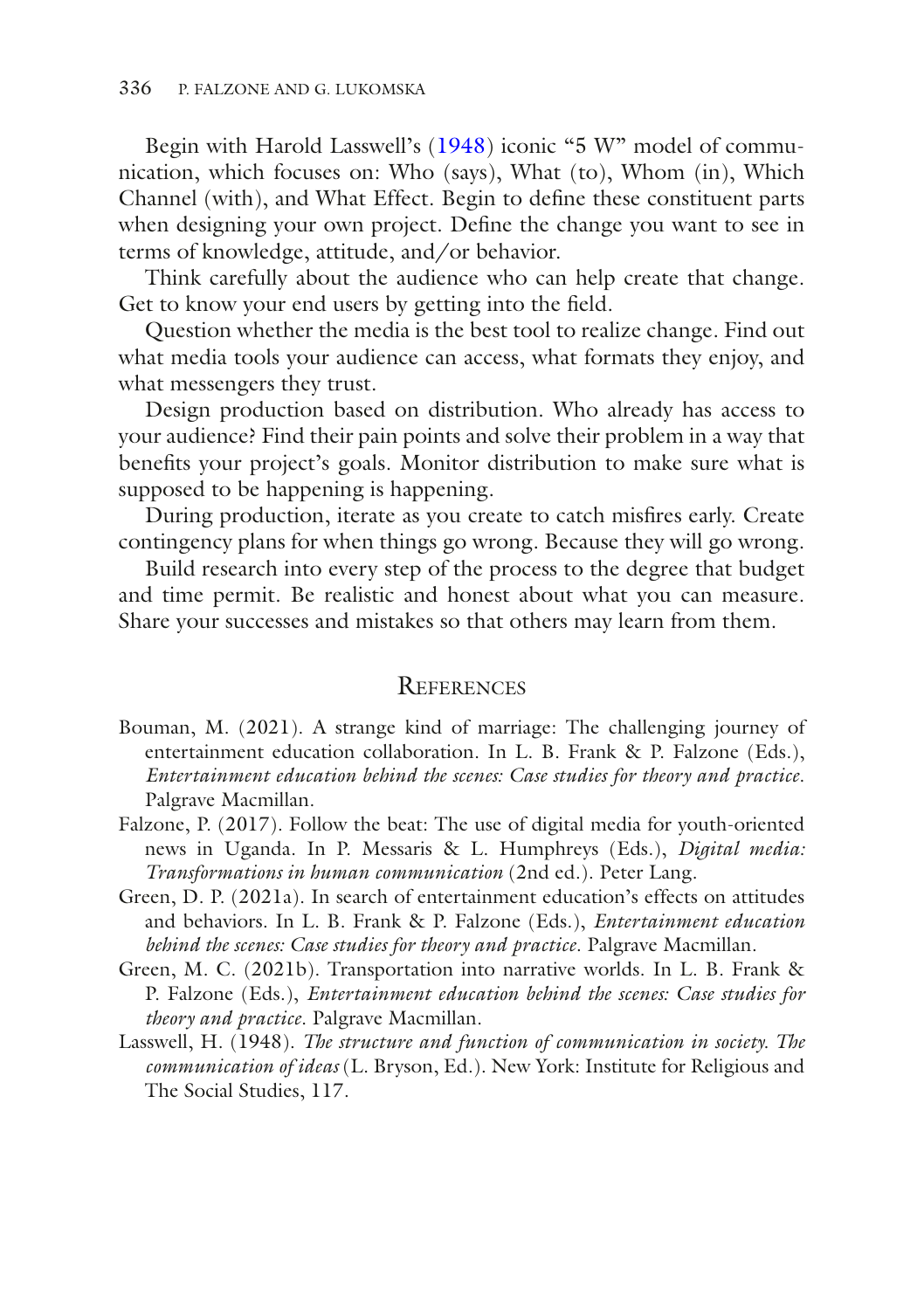Begin with Harold Lasswell's (1948) iconic "5 W" model of communication, which focuses on: Who (says), What (to), Whom (in), Which Channel (with), and What Effect. Begin to define these constituent parts when designing your own project. Define the change you want to see in terms of knowledge, attitude, and/or behavior.

Think carefully about the audience who can help create that change. Get to know your end users by getting into the field.

Question whether the media is the best tool to realize change. Find out what media tools your audience can access, what formats they enjoy, and what messengers they trust.

Design production based on distribution. Who already has access to your audience? Find their pain points and solve their problem in a way that benefits your project's goals. Monitor distribution to make sure what is supposed to be happening is happening.

During production, iterate as you create to catch misfires early. Create contingency plans for when things go wrong. Because they will go wrong.

Build research into every step of the process to the degree that budget and time permit. Be realistic and honest about what you can measure. Share your successes and mistakes so that others may learn from them.

## References

Bouman, M. (2021). A strange kind of marriage: The challenging journey of entertainment education collaboration. In L. B. Frank & P. Falzone (Eds.), *Entertainment education behind the scenes: Case studies for theory and practice*. Palgrave Macmillan.

Falzone, P. (2017). Follow the beat: The use of digital media for youth-oriented news in Uganda. In P. Messaris & L. Humphreys (Eds.), *Digital media: Transformations in human communication* (2nd ed.). Peter Lang.

Green, D. P. (2021a). In search of entertainment education's effects on attitudes and behaviors. In L. B. Frank & P. Falzone (Eds.), *Entertainment education behind the scenes: Case studies for theory and practice*. Palgrave Macmillan.

Green, M. C. (2021b). Transportation into narrative worlds. In L. B. Frank & P. Falzone (Eds.), *Entertainment education behind the scenes: Case studies for theory and practice*. Palgrave Macmillan.

Lasswell, H. (1948). *The structure and function of communication in society. The communication of ideas* (L. Bryson, Ed.). New York: Institute for Religious and The Social Studies, 117.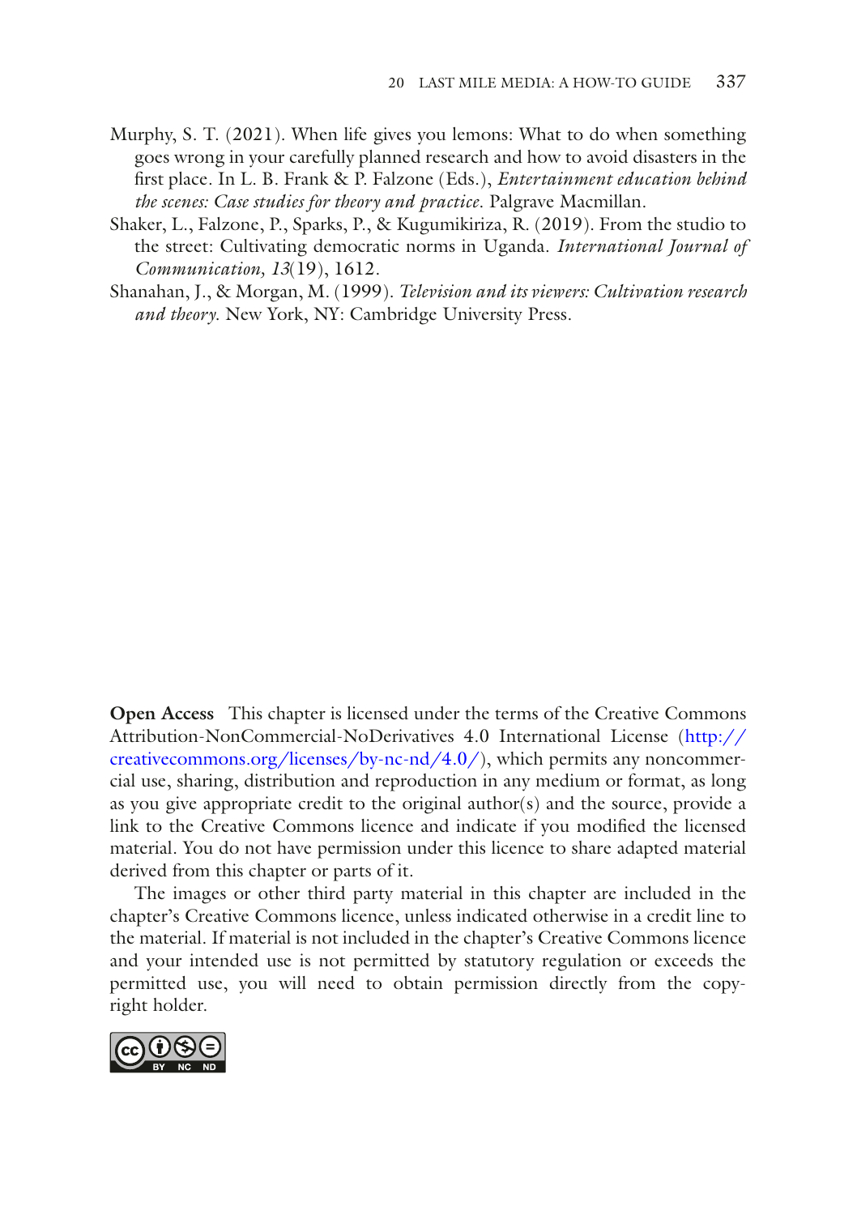Murphy, S. T. (2021). When life gives you lemons: What to do when something goes wrong in your carefully planned research and how to avoid disasters in the first place. In L. B. Frank & P. Falzone (Eds.), *Entertainment education behind the scenes: Case studies for theory and practice*. Palgrave Macmillan.

Shaker, L., Falzone, P., Sparks, P., & Kugumikiriza, R. (2019). From the studio to the street: Cultivating democratic norms in Uganda. *International Journal of Communication, 13*(19), 1612.

Shanahan, J., & Morgan, M. (1999). *Television and its viewers: Cultivation research and theory*. New York, NY: Cambridge University Press.

**Open Access** This chapter is licensed under the terms of the Creative Commons Attribution-NonCommercial-NoDerivatives 4.0 International License (http://creativecommons.org/licenses/by-nc-nd/4.0/), which permits any noncommercial use, sharing, distribution and reproduction in any medium or format, as long as you give appropriate credit to the original author(s) and the source, provide a link to the Creative Commons licence and indicate if you modified the licensed material. You do not have permission under this licence to share adapted material derived from this chapter or parts of it.

The images or other third party material in this chapter are included in the chapter's Creative Commons licence, unless indicated otherwise in a credit line to the material. If material is not included in the chapter's Creative Commons licence and your intended use is not permitted by statutory regulation or exceeds the permitted use, you will need to obtain permission directly from the copyright holder.